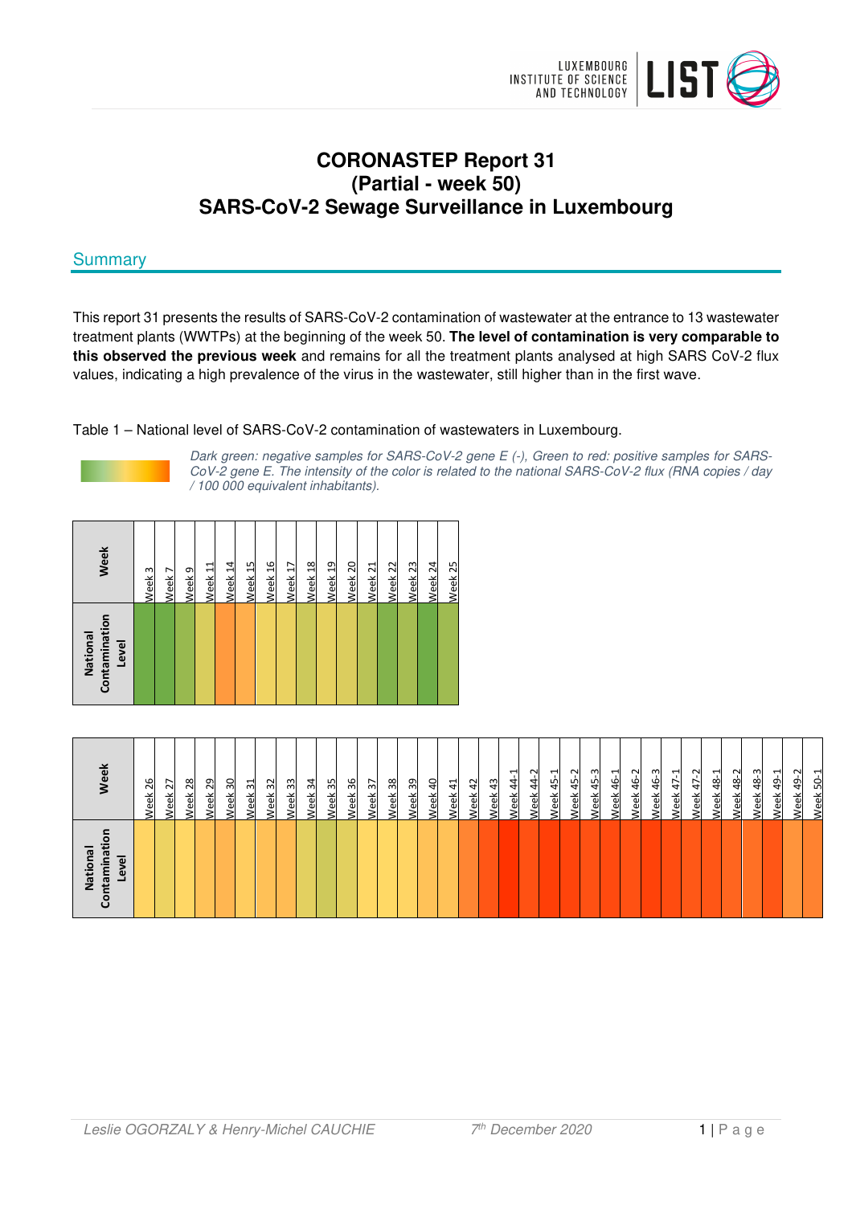# CORONASTEP Report 31 (Partial - week 50) SARS-CoV-2 Sewage Surveillance in Luxembourg

## Summary

This report 31 presents the results of SARS-CoV-2 contamination of wastewater at the entrance to 13 wastewater treatment plants (WWTPs) at the beginning of the week 50. **The level of contamination is very comparable to this observed the previous week** and remains for all the treatment plants analysed at high SARS CoV-2 flux values, indicating a high prevalence of the virus in the wastewater, still higher than in the first wave.

Table 1 – National level of SARS-CoV-2 contamination of wastewaters in Luxembourg.

*Dark green: negative samples for SARS-CoV-2 gene E (-), Green to red: positive samples for SARS-CoV-2 gene E. The intensity of the color is related to the national SARS-CoV-2 flux (RNA copies / day / 100 000 equivalent inhabitants).*

| Week | Week 3 | Week 7 | Week 9 | Week 11 | Week 14 | Week 15 | Week 16 | Week 17 | Week 18 | Week 19 | Week 20 | Week 21 | Week 22 | Week 23 | Week 24 | Week 25 |
|---|---|---|---|---|---|---|---|---|---|---|---|---|---|---|---|---|
| National Contamination Level | | | | | | | | | | | | | | | | |

| Week | Week 26 | Week 27 | Week 28 | Week 29 | Week 30 | Week 31 | Week 32 | Week 33 | Week 34 | Week 35 | Week 36 | Week 37 | Week 38 | Week 39 | Week 40 | Week 41 | Week 42 | Week 43 | Week 44-1 | Week 44-2 | Week 45-1 | Week 45-2 | Week 45-3 | Week 46-1 | Week 46-2 | Week 46-3 | Week 47-1 | Week 47-2 | Week 48-1 | Week 48-2 | Week 48-3 | Week 49-1 | Week 49-2 | Week 50-1 |
|---|---|---|---|---|---|---|---|---|---|---|---|---|---|---|---|---|---|---|---|---|---|---|---|---|---|---|---|---|---|---|---|---|---|---|
| National Contamination Level | | | | | | | | | | | | | | | | | | | | | | | | | | | | | | | | | | |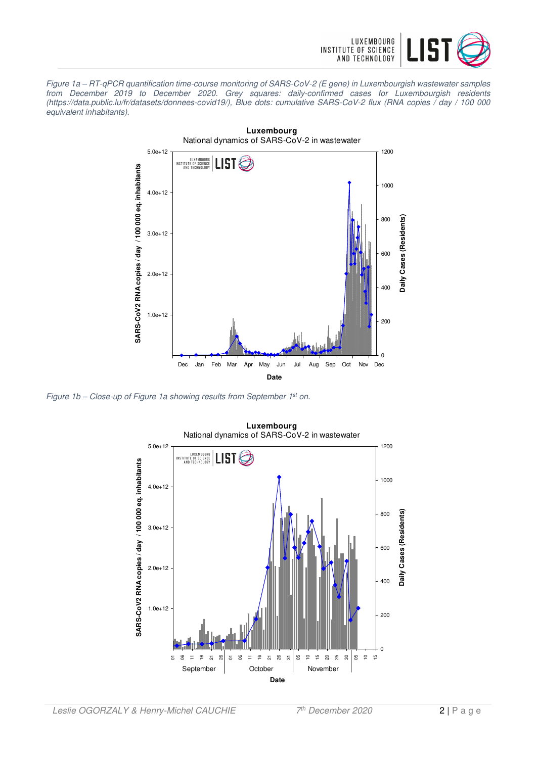*Figure 1a – RT-qPCR quantification time-course monitoring of SARS-CoV-2 (E gene) in Luxembourgish wastewater samples from December 2019 to December 2020. Grey squares: daily-confirmed cases for Luxembourgish residents (https://data.public.lu/fr/datasets/donnees-covid19/), Blue dots: cumulative SARS-CoV-2 flux (RNA copies / day / 100 000 equivalent inhabitants).*

*Figure 1b – Close-up of Figure 1a showing results from September 1st on.*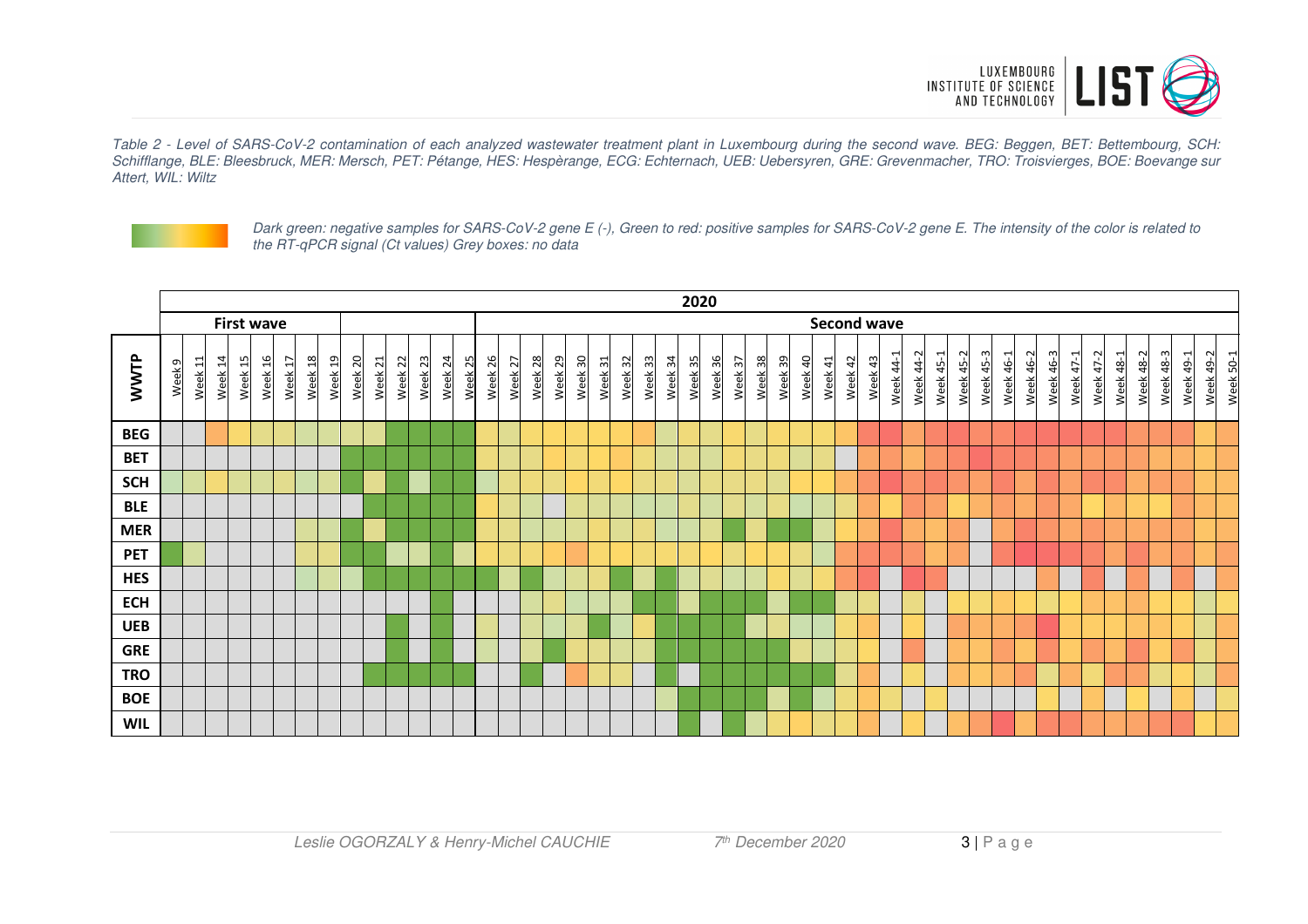*Table 2 - Level of SARS-CoV-2 contamination of each analyzed wastewater treatment plant in Luxembourg during the second wave. BEG: Beggen, BET: Bettembourg, SCH: Schifflange, BLE: Bleesbruck, MER: Mersch, PET: Pétange, HES: Hespèrange, ECG: Echternach, UEB: Uebersyren, GRE: Grevenmacher, TRO: Troisvierges, BOE: Boevange sur Attert, WIL: Wiltz*

*Dark green: negative samples for SARS-CoV-2 gene E (-), Green to red: positive samples for SARS-CoV-2 gene E. The intensity of the color is related to the RT-qPCR signal (Ct values) Grey boxes: no data*

| WWTP | 2020 | | | | | | | | | | | | | | | | | | | | | | | | | | | | | | | | | | | | | | | | | | | | | | | | | | | | | | | | | |
|---|---|---|---|---|---|---|---|---|---|---|---|---|---|---|---|---|---|---|---|---|---|---|---|---|---|---|---|---|---|---|---|---|---|---|---|---|---|---|---|---|---|---|---|---|---|---|---|---|---|---|---|---|---|---|---|---|---|
| | First wave | | | | | | | | | | | | | | Second wave | | | | | | | | | | | | | | | | | | | | | | | | | | | | | | | | | | | | | | | | | | |
| | Week 9 | Week 11 | Week 14 | Week 15 | Week 16 | Week 17 | Week 18 | Week 19 | Week 20 | Week 21 | Week 22 | Week 23 | Week 24 | Week 25 | Week 26 | Week 27 | Week 28 | Week 29 | Week 30 | Week 31 | Week 32 | Week 33 | Week 34 | Week 35 | Week 36 | Week 37 | Week 38 | Week 39 | Week 40 | Week 41 | Week 42 | Week 43 | Week 44-1 | Week 44-2 | Week 45-1 | Week 45-2 | Week 45-3 | Week 46-1 | Week 46-2 | Week 46-3 | Week 47-1 | Week 47-2 | Week 48-1 | Week 48-2 | Week 48-3 | Week 49-1 | Week 49-2 | Week 50-1 |
| **BEG** | | | | | | | | | | | | | | | | | | | | | | | | | | | | | | | | | | | | | | | | | | | | | | | | |
| **BET** | | | | | | | | | | | | | | | | | | | | | | | | | | | | | | | | | | | | | | | | | | | | | | | | |
| **SCH** | | | | | | | | | | | | | | | | | | | | | | | | | | | | | | | | | | | | | | | | | | | | | | | | |
| **BLE** | | | | | | | | | | | | | | | | | | | | | | | | | | | | | | | | | | | | | | | | | | | | | | | | |
| **MER** | | | | | | | | | | | | | | | | | | | | | | | | | | | | | | | | | | | | | | | | | | | | | | | | |
| **PET** | | | | | | | | | | | | | | | | | | | | | | | | | | | | | | | | | | | | | | | | | | | | | | | | |
| **HES** | | | | | | | | | | | | | | | | | | | | | | | | | | | | | | | | | | | | | | | | | | | | | | | | |
| **ECH** | | | | | | | | | | | | | | | | | | | | | | | | | | | | | | | | | | | | | | | | | | | | | | | | |
| **UEB** | | | | | | | | | | | | | | | | | | | | | | | | | | | | | | | | | | | | | | | | | | | | | | | | |
| **GRE** | | | | | | | | | | | | | | | | | | | | | | | | | | | | | | | | | | | | | | | | | | | | | | | | |
| **TRO** | | | | | | | | | | | | | | | | | | | | | | | | | | | | | | | | | | | | | | | | | | | | | | | | |
| **BOE** | | | | | | | | | | | | | | | | | | | | | | | | | | | | | | | | | | | | | | | | | | | | | | | | |
| **WIL** | | | | | | | | | | | | | | | | | | | | | | | | | | | | | | | | | | | | | | | | | | | | | | | | |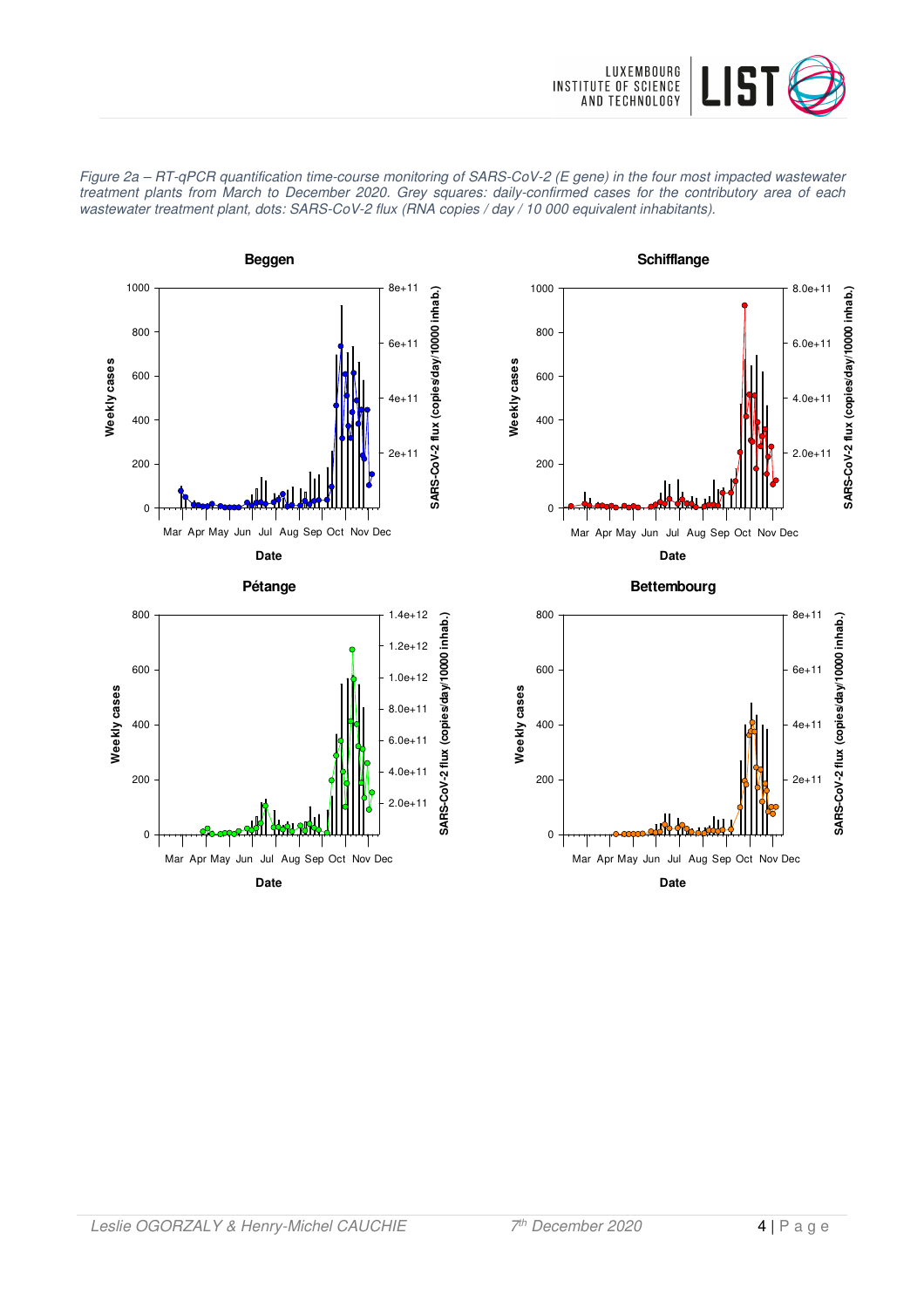*Figure 2a – RT-qPCR quantification time-course monitoring of SARS-CoV-2 (E gene) in the four most impacted wastewater treatment plants from March to December 2020. Grey squares: daily-confirmed cases for the contributory area of each wastewater treatment plant, dots: SARS-CoV-2 flux (RNA copies / day / 10 000 equivalent inhabitants).*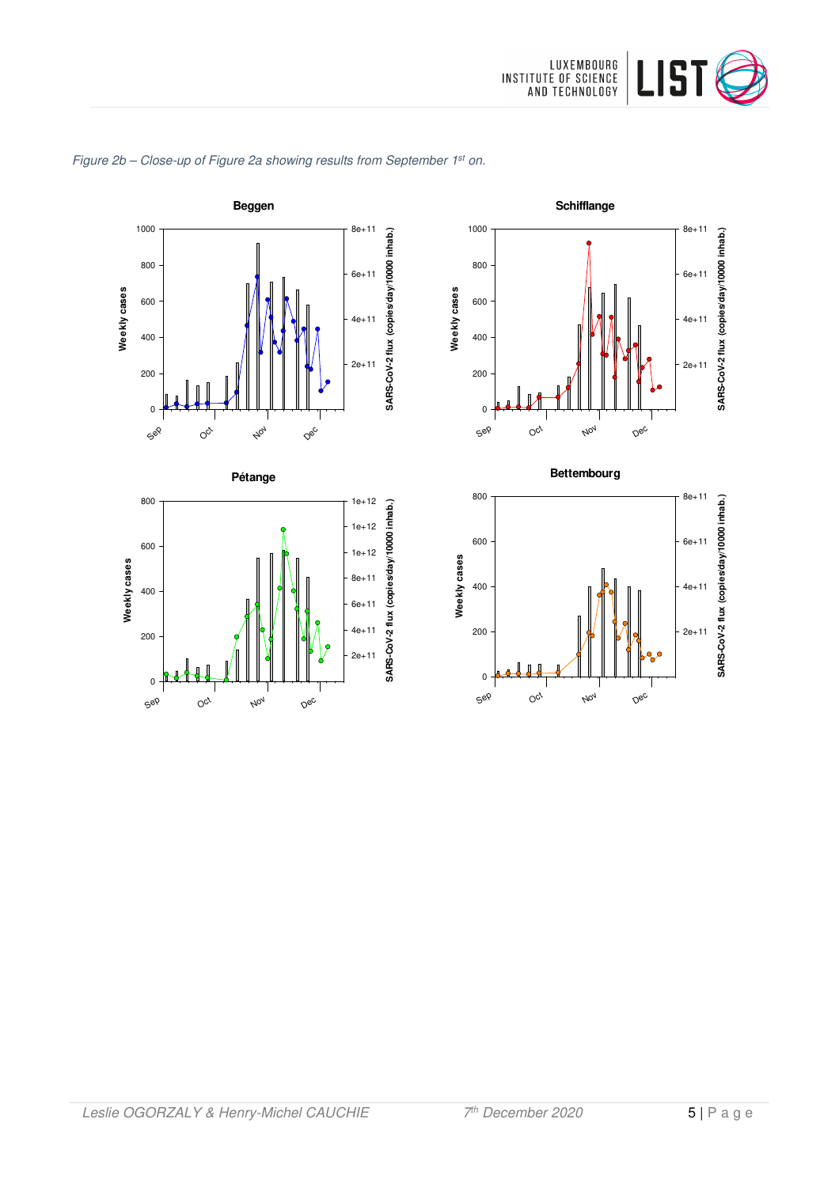*Figure 2b – Close-up of Figure 2a showing results from September 1st on.*

**Beggen**

**Schifflange**

**Pétange**

**Bettembourg**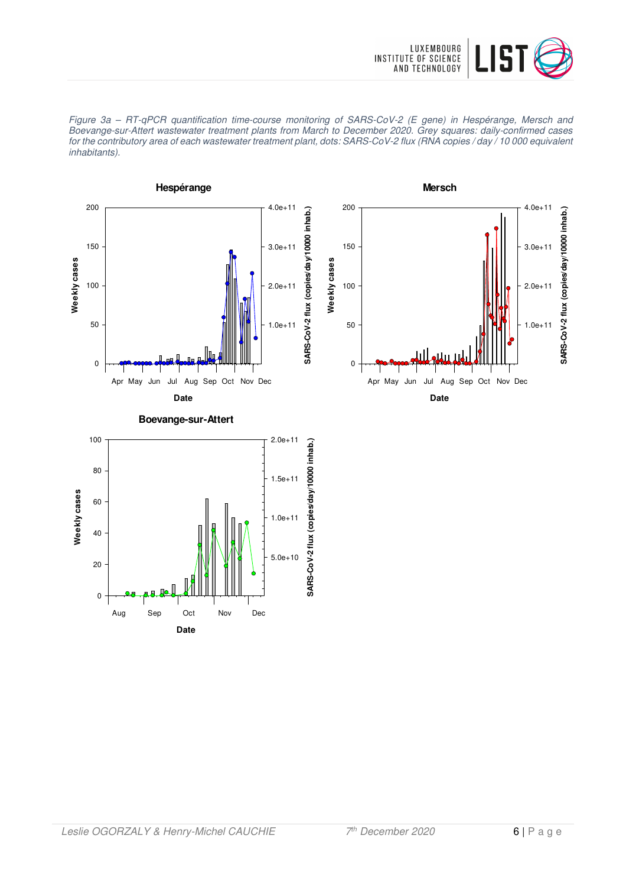*Figure 3a – RT-qPCR quantification time-course monitoring of SARS-CoV-2 (E gene) in Hespérange, Mersch and Boevange-sur-Attert wastewater treatment plants from March to December 2020. Grey squares: daily-confirmed cases for the contributory area of each wastewater treatment plant, dots: SARS-CoV-2 flux (RNA copies / day / 10 000 equivalent inhabitants).*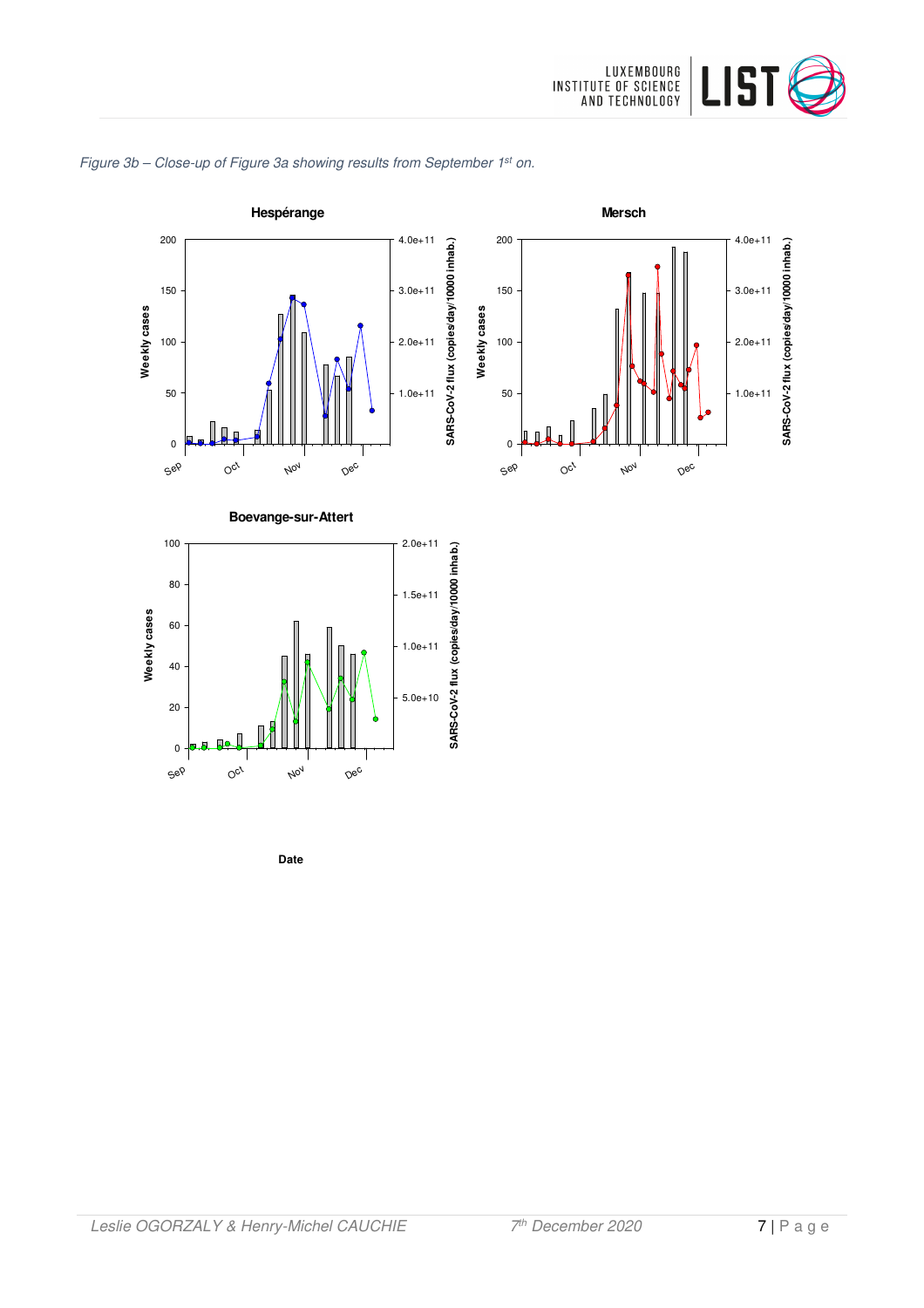*Figure 3b – Close-up of Figure 3a showing results from September 1st on.*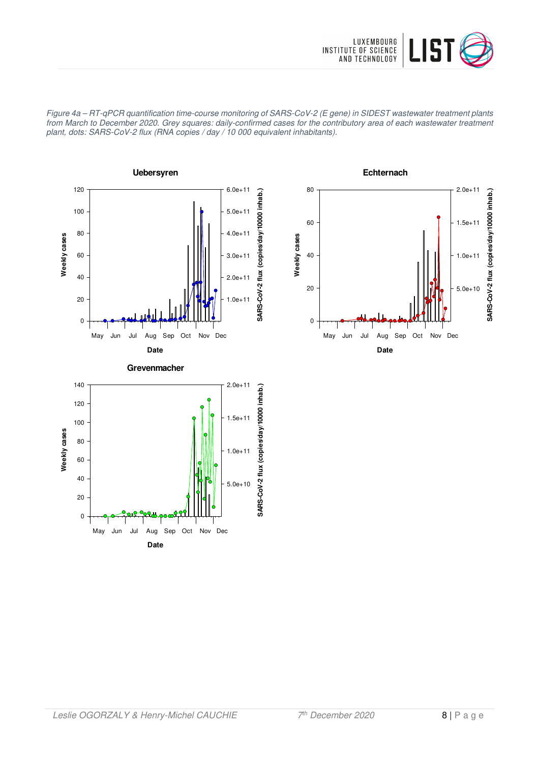*Figure 4a – RT-qPCR quantification time-course monitoring of SARS-CoV-2 (E gene) in SIDEST wastewater treatment plants from March to December 2020. Grey squares: daily-confirmed cases for the contributory area of each wastewater treatment plant, dots: SARS-CoV-2 flux (RNA copies / day / 10 000 equivalent inhabitants).*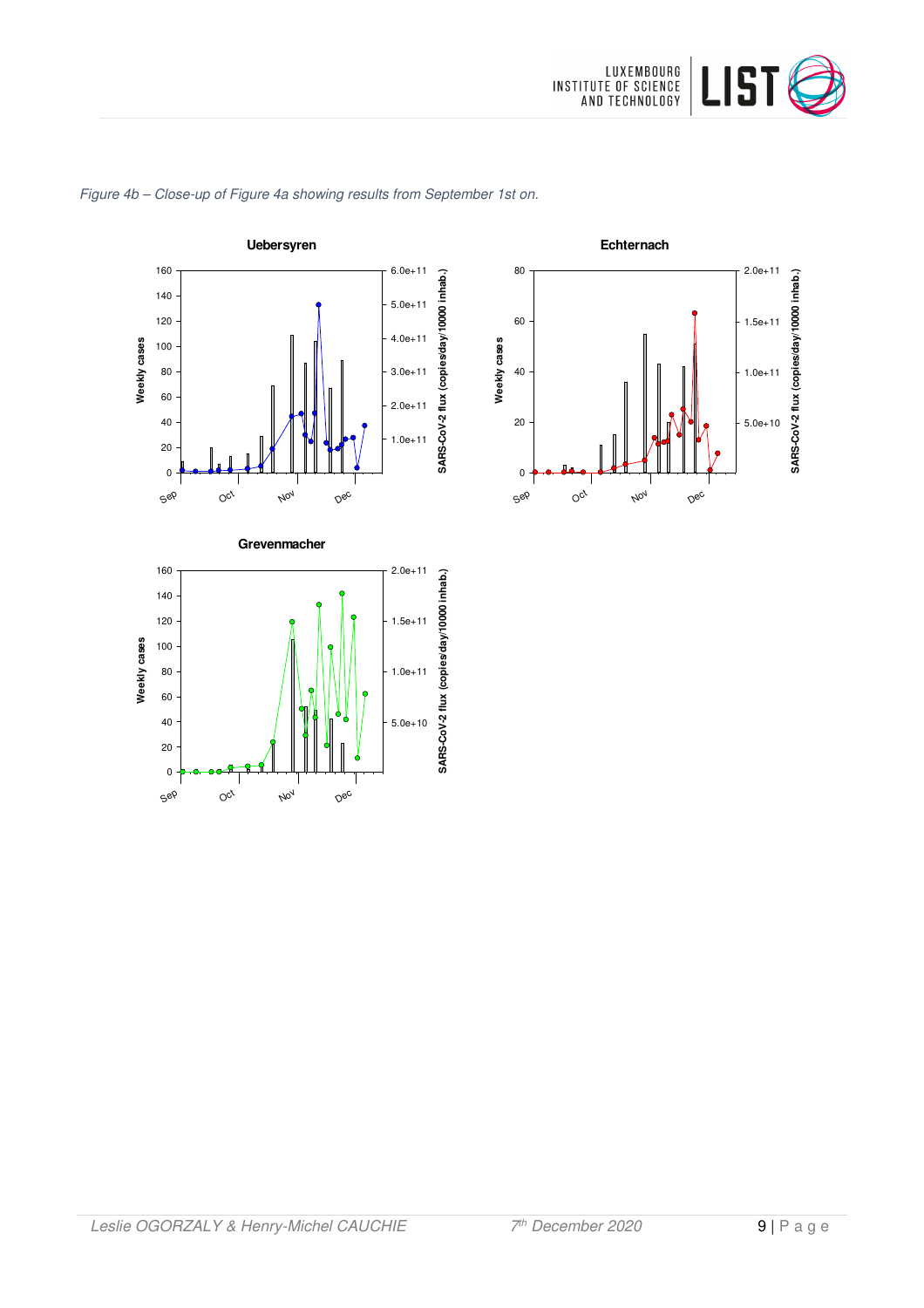*Figure 4b – Close-up of Figure 4a showing results from September 1st on.*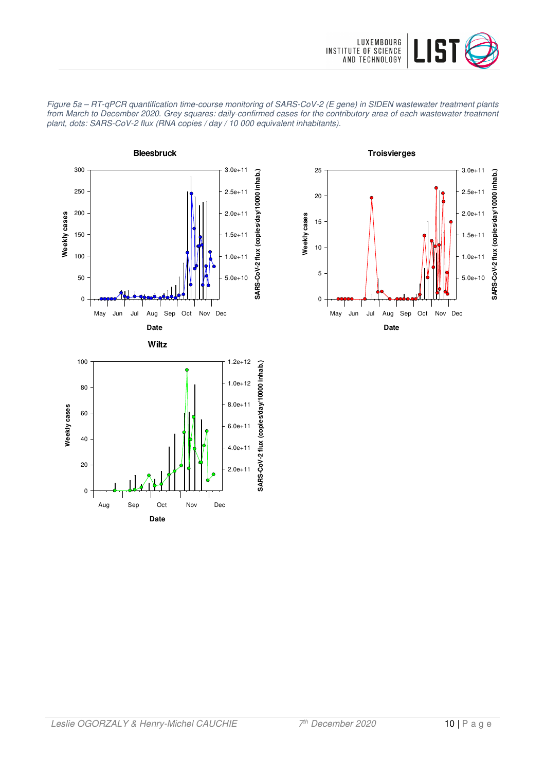*Figure 5a – RT-qPCR quantification time-course monitoring of SARS-CoV-2 (E gene) in SIDEN wastewater treatment plants from March to December 2020. Grey squares: daily-confirmed cases for the contributory area of each wastewater treatment plant, dots: SARS-CoV-2 flux (RNA copies / day / 10 000 equivalent inhabitants).*

**Bleesbruck**

**Troisvierges**

**Wiltz**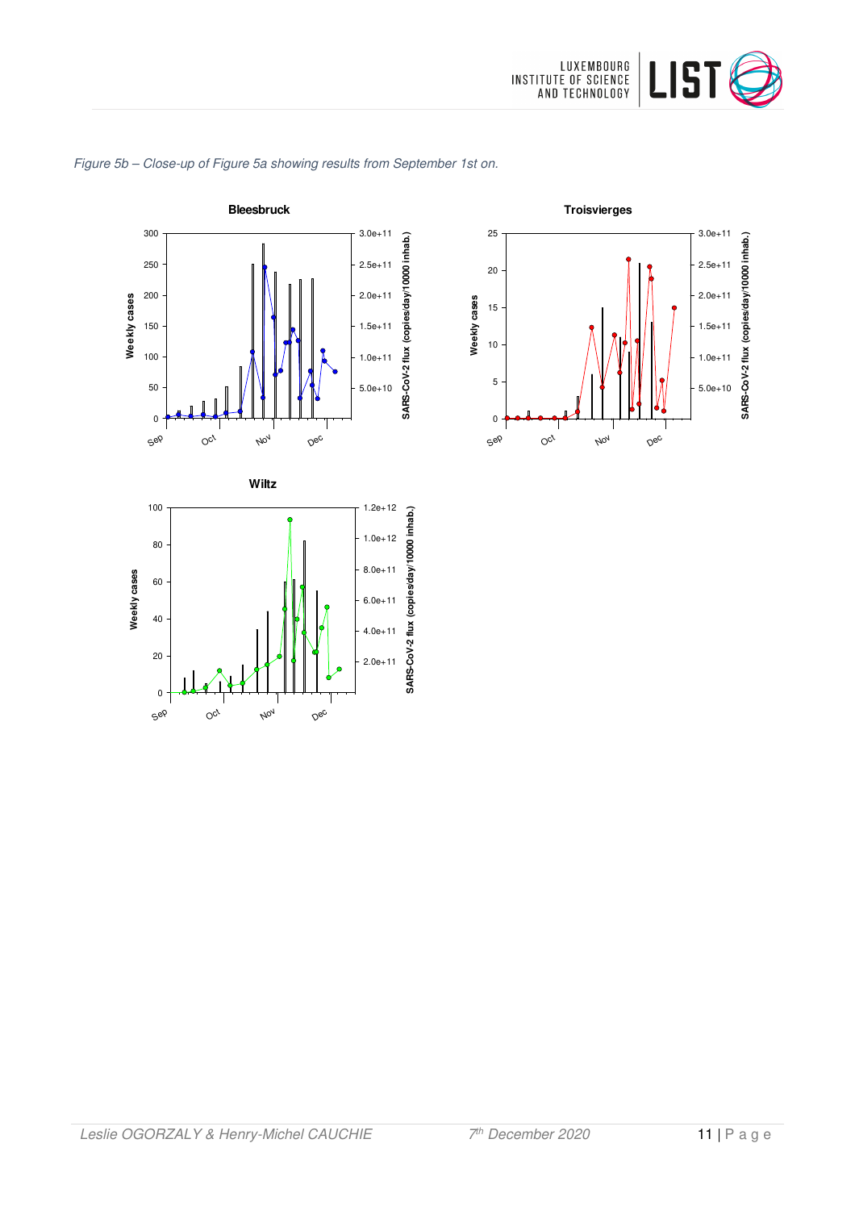*Figure 5b – Close-up of Figure 5a showing results from September 1st on.*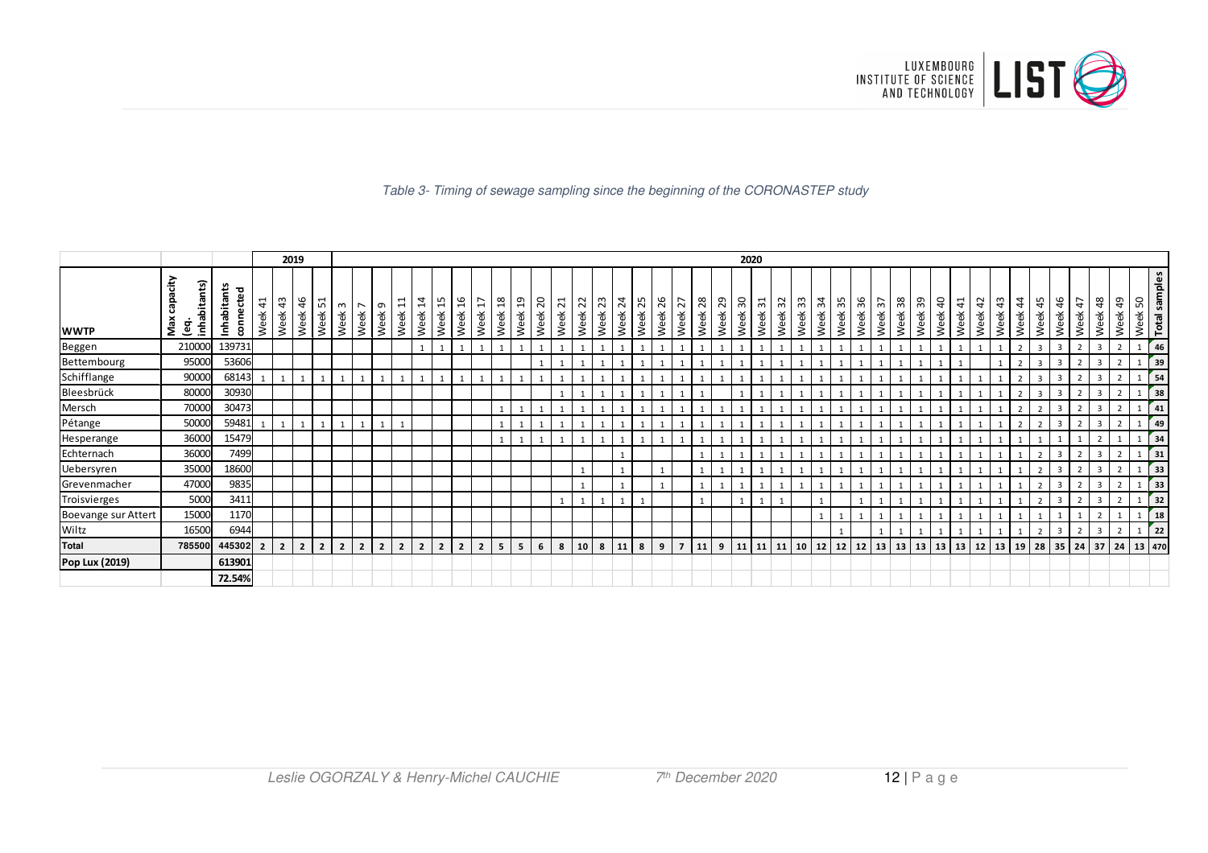*Table 3- Timing of sewage sampling since the beginning of the CORONASTEP study*

| | | | 2019 | | | | 2020 | | | | | | | | | | | | | | | | | | | | | | | | | | | | | | | | | | | | | | | | | | |
|---|---|---|---|---|---|---|---|---|---|---|---|---|---|---|---|---|---|---|---|---|---|---|---|---|---|---|---|---|---|---|---|---|---|---|---|---|---|---|---|---|---|---|---|---|---|---|---|---|
| **WWTP** | **Max capacity (eq. inhabitants)** | **Inhabitants connected** | Week 41 | Week 43 | Week 46 | Week 51 | Week 3 | Week 7 | Week 9 | Week 11 | Week 14 | Week 15 | Week 16 | Week 17 | Week 18 | Week 19 | Week 20 | Week 21 | Week 22 | Week 23 | Week 24 | Week 25 | Week 26 | Week 27 | Week 28 | Week 29 | Week 30 | Week 31 | Week 32 | Week 33 | Week 34 | Week 35 | Week 36 | Week 37 | Week 38 | Week 39 | Week 40 | Week 41 | Week 42 | Week 43 | Week 44 | Week 45 | Week 46 | Week 47 | Week 48 | Week 49 | Week 50 | **Total samples** |
| Beggen | 210000 | 139731 | | | | | | | | | 1 | 1 | 1 | 1 | 1 | 1 | 1 | 1 | 1 | 1 | 1 | 1 | 1 | 1 | 1 | 1 | 1 | 1 | 1 | 1 | 1 | 1 | 1 | 1 | 1 | 1 | 1 | 1 | 1 | 1 | 2 | 3 | 3 | 2 | 3 | 2 | 1 | **46** |
| Bettembourg | 95000 | 53606 | | | | | | | | | | | | | | | 1 | 1 | 1 | 1 | 1 | 1 | 1 | 1 | 1 | 1 | 1 | 1 | 1 | 1 | 1 | 1 | 1 | 1 | 1 | 1 | 1 | 1 | 1 | 1 | 2 | 3 | 3 | 2 | 3 | 2 | 1 | **39** |
| Schifflange | 90000 | 68143 | 1 | 1 | 1 | 1 | 1 | 1 | 1 | 1 | 1 | 1 | 1 | 1 | 1 | 1 | 1 | 1 | 1 | 1 | 1 | 1 | 1 | 1 | 1 | 1 | 1 | 1 | 1 | 1 | 1 | 1 | 1 | 1 | 1 | 1 | 1 | 1 | | 1 | 2 | 3 | 3 | 2 | 3 | 2 | 1 | **54** |
| Bleesbrück | 80000 | 30930 | | | | | | | | | | | | | | | | 1 | 1 | 1 | 1 | 1 | 1 | 1 | 1 | | 1 | 1 | 1 | 1 | 1 | 1 | 1 | 1 | 1 | 1 | 1 | 1 | 1 | 1 | 2 | 3 | 3 | 2 | 3 | 2 | 1 | **38** |
| Mersch | 70000 | 30473 | | | | | | | | | | | | | 1 | 1 | 1 | 1 | 1 | 1 | 1 | 1 | 1 | 1 | 1 | 1 | 1 | 1 | 1 | 1 | 1 | 1 | 1 | 1 | 1 | 1 | 1 | 1 | 1 | 1 | 2 | 2 | 3 | 2 | 3 | 2 | 1 | **41** |
| Pétange | 50000 | 59481 | 1 | 1 | 1 | 1 | 1 | 1 | 1 | 1 | | | | | 1 | 1 | 1 | 1 | 1 | 1 | 1 | 1 | 1 | 1 | 1 | 1 | 1 | 1 | 1 | 1 | 1 | 1 | 1 | 1 | 1 | 1 | 1 | 1 | 1 | 1 | 2 | 2 | 3 | 2 | 3 | 2 | 1 | **49** |
| Hesperange | 36000 | 15479 | | | | | | | | | | | | | 1 | 1 | 1 | 1 | 1 | 1 | 1 | 1 | 1 | 1 | 1 | 1 | 1 | 1 | 1 | 1 | 1 | 1 | 1 | 1 | 1 | 1 | 1 | 1 | 1 | 1 | 1 | 1 | 1 | 1 | 2 | 1 | 1 | **34** |
| Echternach | 36000 | 7499 | | | | | | | | | | | | | | | | | | | 1 | | | | 1 | 1 | 1 | 1 | 1 | 1 | 1 | 1 | 1 | 1 | 1 | 1 | 1 | 1 | 1 | 1 | 1 | 2 | 3 | 2 | 3 | 2 | 1 | **31** |
| Uebersyren | 35000 | 18600 | | | | | | | | | | | | | | | | | 1 | | 1 | | 1 | | 1 | 1 | 1 | 1 | 1 | 1 | 1 | 1 | 1 | 1 | 1 | 1 | 1 | 1 | 1 | 1 | 1 | 2 | 3 | 2 | 3 | 2 | 1 | **33** |
| Grevenmacher | 47000 | 9835 | | | | | | | | | | | | | | | | | 1 | | 1 | | 1 | | 1 | 1 | 1 | 1 | 1 | 1 | 1 | 1 | 1 | 1 | 1 | 1 | 1 | 1 | 1 | 1 | 1 | 2 | 3 | 2 | 3 | 2 | 1 | **33** |
| Troisvierges | 5000 | 3411 | | | | | | | | | | | | | | | | 1 | 1 | 1 | 1 | 1 | | | 1 | | 1 | 1 | 1 | | 1 | | 1 | 1 | 1 | 1 | 1 | 1 | 1 | 1 | 1 | 2 | 3 | 2 | 3 | 2 | 1 | **32** |
| Boevange sur Attert | 15000 | 1170 | | | | | | | | | | | | | | | | | | | | | | | | | | | | | 1 | 1 | 1 | 1 | 1 | 1 | 1 | 1 | 1 | 1 | 1 | 1 | 1 | 1 | 2 | 1 | 1 | **18** |
| Wiltz | 16500 | 6944 | | | | | | | | | | | | | | | | | | | | | | | | | | | | | | 1 | | 1 | 1 | 1 | 1 | 1 | 1 | 1 | 1 | 2 | 3 | 2 | 3 | 2 | 1 | **22** |
| **Total** | **785500** | **445302** | **2** | **2** | **2** | **2** | **2** | **2** | **2** | **2** | **2** | **2** | **2** | **2** | **5** | **5** | **6** | **8** | **10** | **8** | **11** | **8** | **9** | **7** | **11** | **9** | **11** | **11** | **11** | **10** | **12** | **12** | **12** | **13** | **13** | **13** | **13** | **13** | **12** | **13** | **19** | **28** | **35** | **24** | **37** | **24** | **13** | **470** |
| **Pop Lux (2019)** | | **613901** | | | | | | | | | | | | | | | | | | | | | | | | | | | | | | | | | | | | | | | | | | | | | | |
| | | **72.54%** | | | | | | | | | | | | | | | | | | | | | | | | | | | | | | | | | | | | | | | | | | | | | | |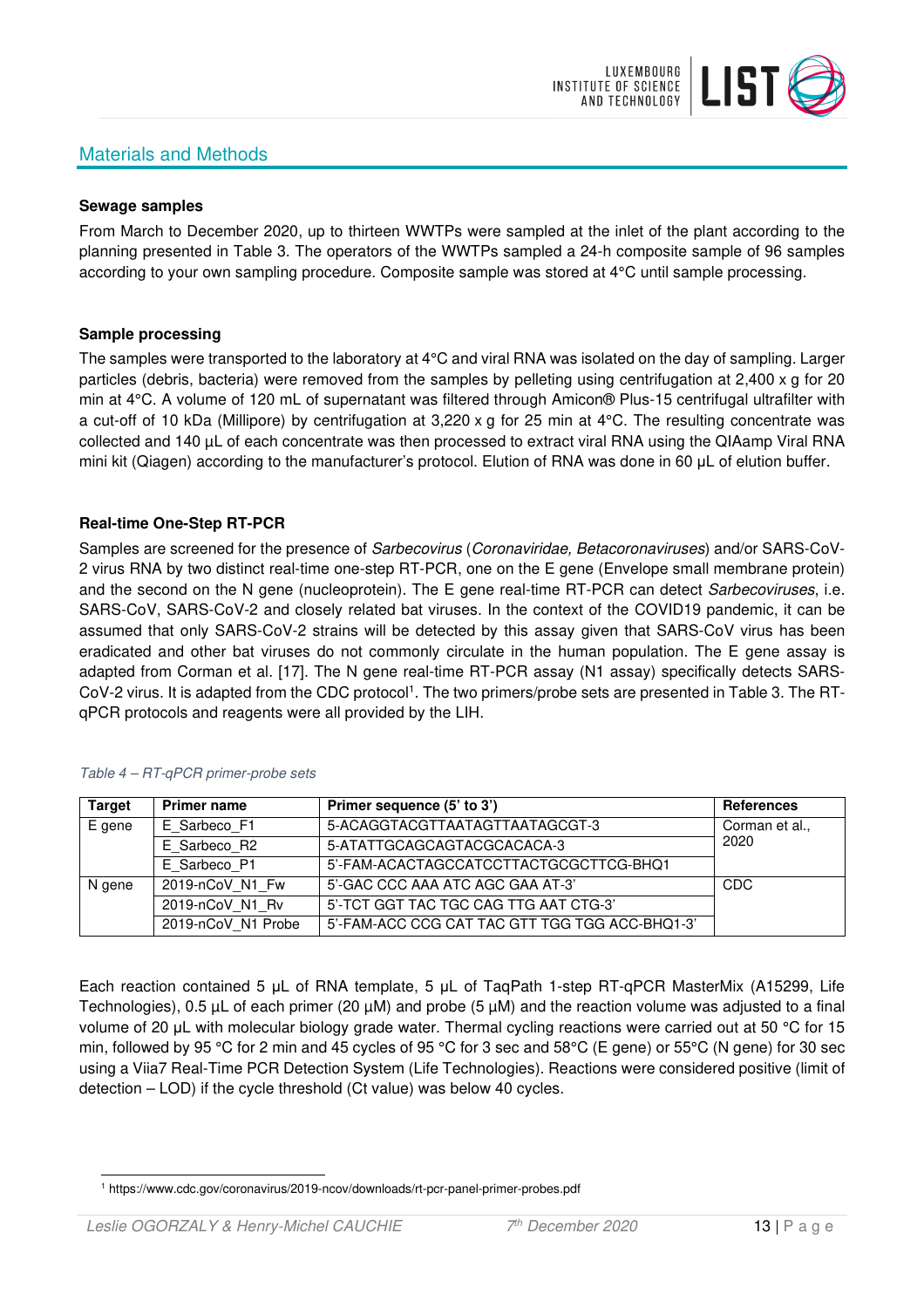## Materials and Methods

**Sewage samples**

From March to December 2020, up to thirteen WWTPs were sampled at the inlet of the plant according to the planning presented in Table 3. The operators of the WWTPs sampled a 24-h composite sample of 96 samples according to your own sampling procedure. Composite sample was stored at 4°C until sample processing.

**Sample processing**

The samples were transported to the laboratory at 4°C and viral RNA was isolated on the day of sampling. Larger particles (debris, bacteria) were removed from the samples by pelleting using centrifugation at 2,400 x g for 20 min at 4°C. A volume of 120 mL of supernatant was filtered through Amicon® Plus-15 centrifugal ultrafilter with a cut-off of 10 kDa (Millipore) by centrifugation at 3,220 x g for 25 min at 4°C. The resulting concentrate was collected and 140 µL of each concentrate was then processed to extract viral RNA using the QIAamp Viral RNA mini kit (Qiagen) according to the manufacturer's protocol. Elution of RNA was done in 60 µL of elution buffer.

**Real-time One-Step RT-PCR**

Samples are screened for the presence of *Sarbecovirus* (*Coronaviridae, Betacoronaviruses*) and/or SARS-CoV-2 virus RNA by two distinct real-time one-step RT-PCR, one on the E gene (Envelope small membrane protein) and the second on the N gene (nucleoprotein). The E gene real-time RT-PCR can detect *Sarbecoviruses*, i.e. SARS-CoV, SARS-CoV-2 and closely related bat viruses. In the context of the COVID19 pandemic, it can be assumed that only SARS-CoV-2 strains will be detected by this assay given that SARS-CoV virus has been eradicated and other bat viruses do not commonly circulate in the human population. The E gene assay is adapted from Corman et al. [17]. The N gene real-time RT-PCR assay (N1 assay) specifically detects SARS-CoV-2 virus. It is adapted from the CDC protocol[1]. The two primers/probe sets are presented in Table 3. The RT-qPCR protocols and reagents were all provided by the LIH.

*Table 4 – RT-qPCR primer-probe sets*

| Target | Primer name | Primer sequence (5' to 3') | References |
|---|---|---|---|
| E gene | E_Sarbeco_F1 | 5-ACAGGTACGTTAATAGTTAATAGCGT-3 | Corman et al., 2020 |
| | E_Sarbeco_R2 | 5-ATATTGCAGCAGTACGCACACA-3 | |
| | E_Sarbeco_P1 | 5'-FAM-ACACTAGCCATCCTTACTGCGCTTCG-BHQ1 | |
| N gene | 2019-nCoV_N1_Fw | 5'-GAC CCC AAA ATC AGC GAA AT-3' | CDC |
| | 2019-nCoV_N1_Rv | 5'-TCT GGT TAC TGC CAG TTG AAT CTG-3' | |
| | 2019-nCoV_N1 Probe | 5'-FAM-ACC CCG CAT TAC GTT TGG TGG ACC-BHQ1-3' | |

Each reaction contained 5 µL of RNA template, 5 µL of TaqPath 1-step RT-qPCR MasterMix (A15299, Life Technologies), 0.5 µL of each primer (20 µM) and probe (5 µM) and the reaction volume was adjusted to a final volume of 20 µL with molecular biology grade water. Thermal cycling reactions were carried out at 50 °C for 15 min, followed by 95 °C for 2 min and 45 cycles of 95 °C for 3 sec and 58°C (E gene) or 55°C (N gene) for 30 sec using a Viia7 Real-Time PCR Detection System (Life Technologies). Reactions were considered positive (limit of detection – LOD) if the cycle threshold (Ct value) was below 40 cycles.

[1] https://www.cdc.gov/coronavirus/2019-ncov/downloads/rt-pcr-panel-primer-probes.pdf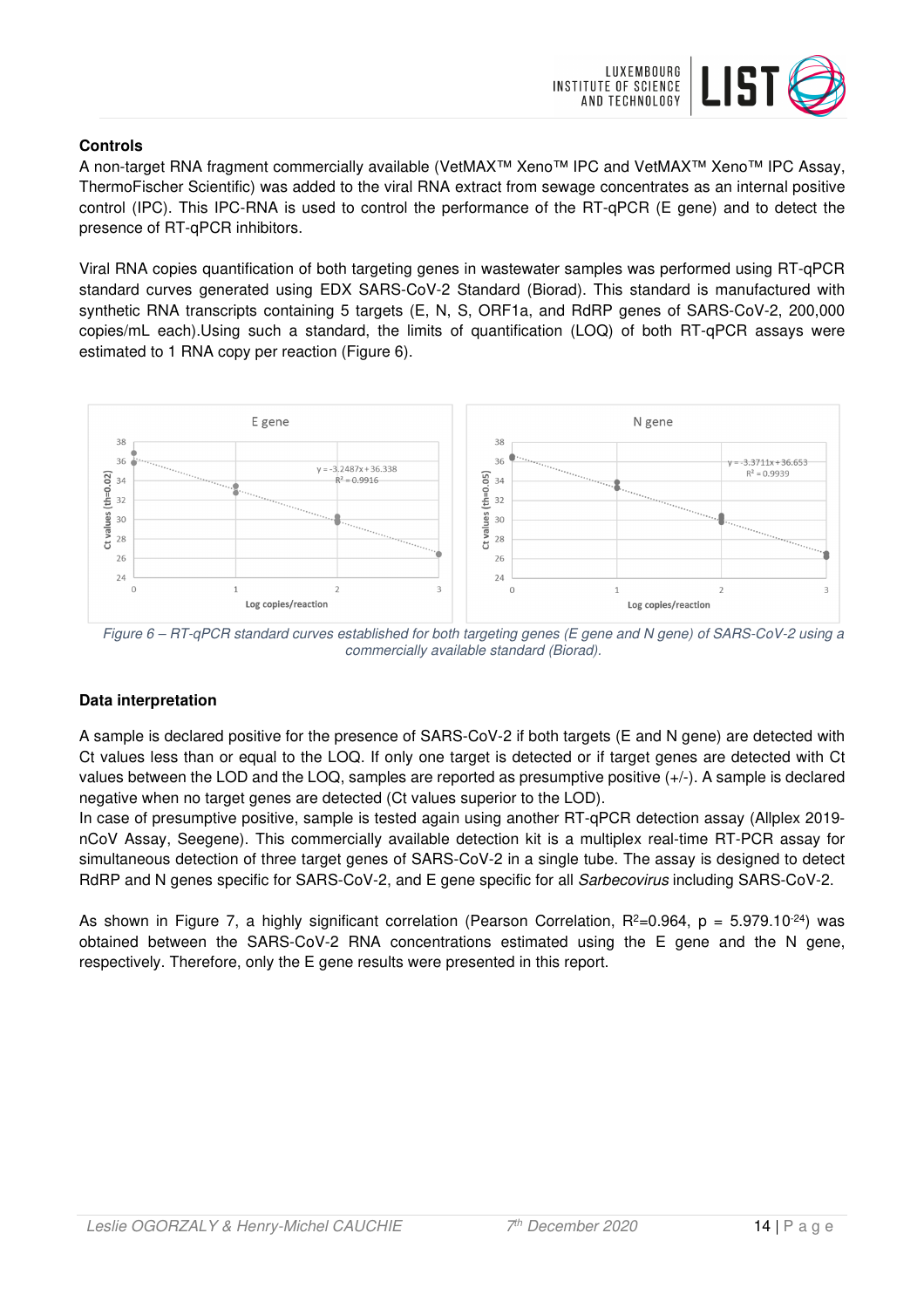**Controls**

A non-target RNA fragment commercially available (VetMAX™ Xeno™ IPC and VetMAX™ Xeno™ IPC Assay, ThermoFischer Scientific) was added to the viral RNA extract from sewage concentrates as an internal positive control (IPC). This IPC-RNA is used to control the performance of the RT-qPCR (E gene) and to detect the presence of RT-qPCR inhibitors.

Viral RNA copies quantification of both targeting genes in wastewater samples was performed using RT-qPCR standard curves generated using EDX SARS-CoV-2 Standard (Biorad). This standard is manufactured with synthetic RNA transcripts containing 5 targets (E, N, S, ORF1a, and RdRP genes of SARS-CoV-2, 200,000 copies/mL each).Using such a standard, the limits of quantification (LOQ) of both RT-qPCR assays were estimated to 1 RNA copy per reaction (Figure 6).

*Figure 6 – RT-qPCR standard curves established for both targeting genes (E gene and N gene) of SARS-CoV-2 using a commercially available standard (Biorad).*

**Data interpretation**

A sample is declared positive for the presence of SARS-CoV-2 if both targets (E and N gene) are detected with Ct values less than or equal to the LOQ. If only one target is detected or if target genes are detected with Ct values between the LOD and the LOQ, samples are reported as presumptive positive (+/-). A sample is declared negative when no target genes are detected (Ct values superior to the LOD).

In case of presumptive positive, sample is tested again using another RT-qPCR detection assay (Allplex 2019-nCoV Assay, Seegene). This commercially available detection kit is a multiplex real-time RT-PCR assay for simultaneous detection of three target genes of SARS-CoV-2 in a single tube. The assay is designed to detect RdRP and N genes specific for SARS-CoV-2, and E gene specific for all *Sarbecovirus* including SARS-CoV-2.

As shown in Figure 7, a highly significant correlation (Pearson Correlation, $R^2$=0.964, p = $5.979.10^{-24}$) was obtained between the SARS-CoV-2 RNA concentrations estimated using the E gene and the N gene, respectively. Therefore, only the E gene results were presented in this report.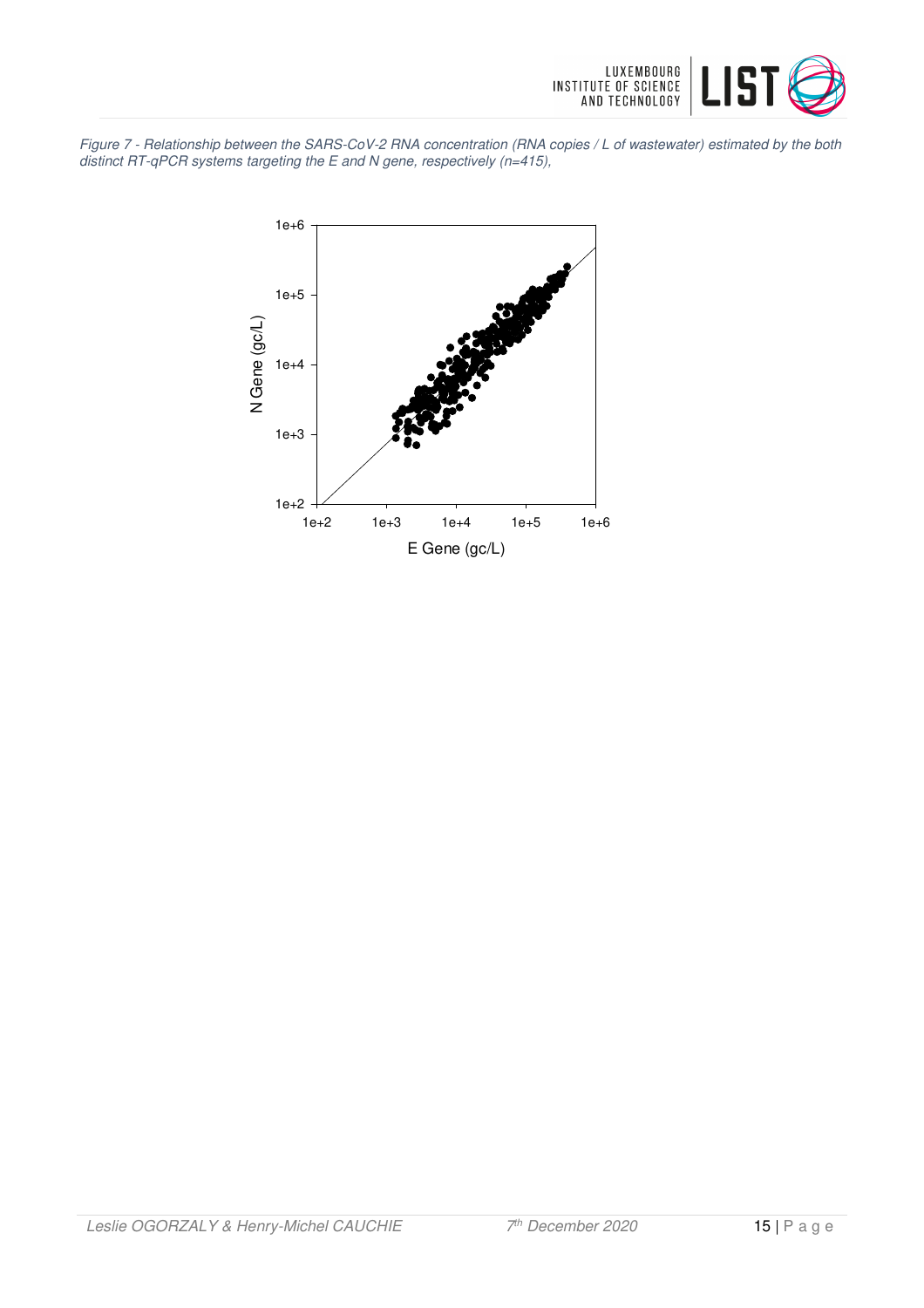*Figure 7 - Relationship between the SARS-CoV-2 RNA concentration (RNA copies / L of wastewater) estimated by the both distinct RT-qPCR systems targeting the E and N gene, respectively (n=415),*

N Gene (gc/L)

1e+6

1e+5

1e+4

1e+3

1e+2

1e+2 1e+3 1e+4 1e+5 1e+6

E Gene (gc/L)